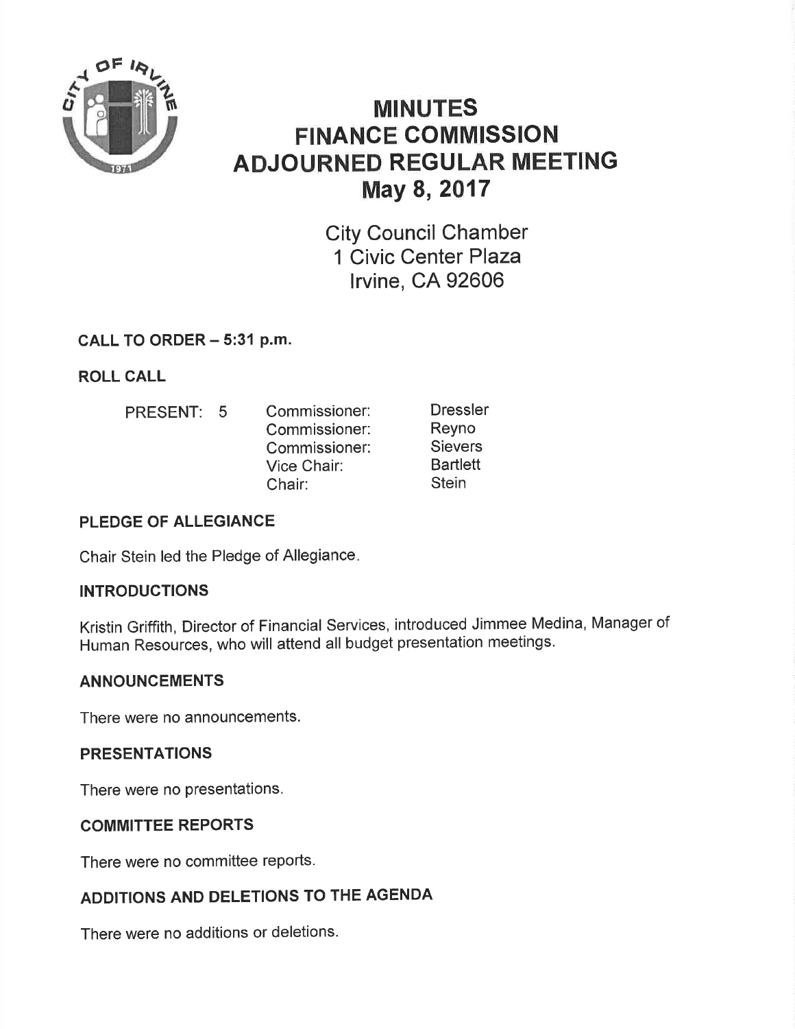# MINUTES
# FINANCE COMMISSION
# ADJOURNED REGULAR MEETING
# May 8, 2017

City Council Chamber
1 Civic Center Plaza
Irvine, CA 92606

## CALL TO ORDER – 5:31 p.m.

## ROLL CALL

| PRESENT: 5 | | |
|---|---|---|
| | Commissioner: | Dressler |
| | Commissioner: | Reyno |
| | Commissioner: | Sievers |
| | Vice Chair: | Bartlett |
| | Chair: | Stein |

## PLEDGE OF ALLEGIANCE

Chair Stein led the Pledge of Allegiance.

## INTRODUCTIONS

Kristin Griffith, Director of Financial Services, introduced Jimmee Medina, Manager of Human Resources, who will attend all budget presentation meetings.

## ANNOUNCEMENTS

There were no announcements.

## PRESENTATIONS

There were no presentations.

## COMMITTEE REPORTS

There were no committee reports.

## ADDITIONS AND DELETIONS TO THE AGENDA

There were no additions or deletions.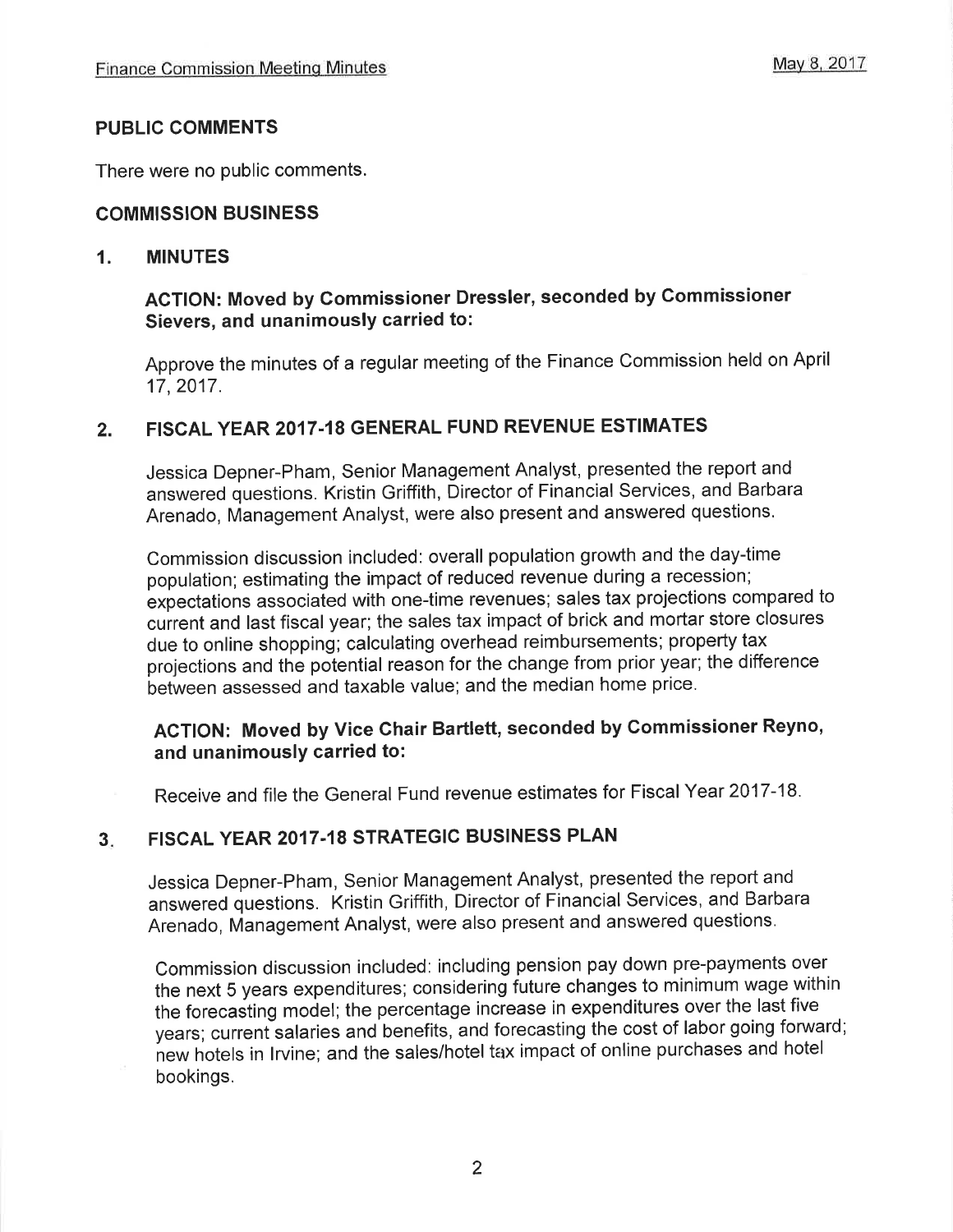## PUBLIC COMMENTS

There were no public comments.

## COMMISSION BUSINESS

### 1. MINUTES

**ACTION: Moved by Commissioner Dressler, seconded by Commissioner Sievers, and unanimously carried to:**

Approve the minutes of a regular meeting of the Finance Commission held on April 17, 2017.

### 2. FISCAL YEAR 2017-18 GENERAL FUND REVENUE ESTIMATES

Jessica Depner-Pham, Senior Management Analyst, presented the report and answered questions. Kristin Griffith, Director of Financial Services, and Barbara Arenado, Management Analyst, were also present and answered questions.

Commission discussion included: overall population growth and the day-time population; estimating the impact of reduced revenue during a recession; expectations associated with one-time revenues; sales tax projections compared to current and last fiscal year; the sales tax impact of brick and mortar store closures due to online shopping; calculating overhead reimbursements; property tax projections and the potential reason for the change from prior year; the difference between assessed and taxable value; and the median home price.

**ACTION: Moved by Vice Chair Bartlett, seconded by Commissioner Reyno, and unanimously carried to:**

Receive and file the General Fund revenue estimates for Fiscal Year 2017-18.

### 3. FISCAL YEAR 2017-18 STRATEGIC BUSINESS PLAN

Jessica Depner-Pham, Senior Management Analyst, presented the report and answered questions. Kristin Griffith, Director of Financial Services, and Barbara Arenado, Management Analyst, were also present and answered questions.

Commission discussion included: including pension pay down pre-payments over the next 5 years expenditures; considering future changes to minimum wage within the forecasting model; the percentage increase in expenditures over the last five years; current salaries and benefits, and forecasting the cost of labor going forward; new hotels in Irvine; and the sales/hotel tax impact of online purchases and hotel bookings.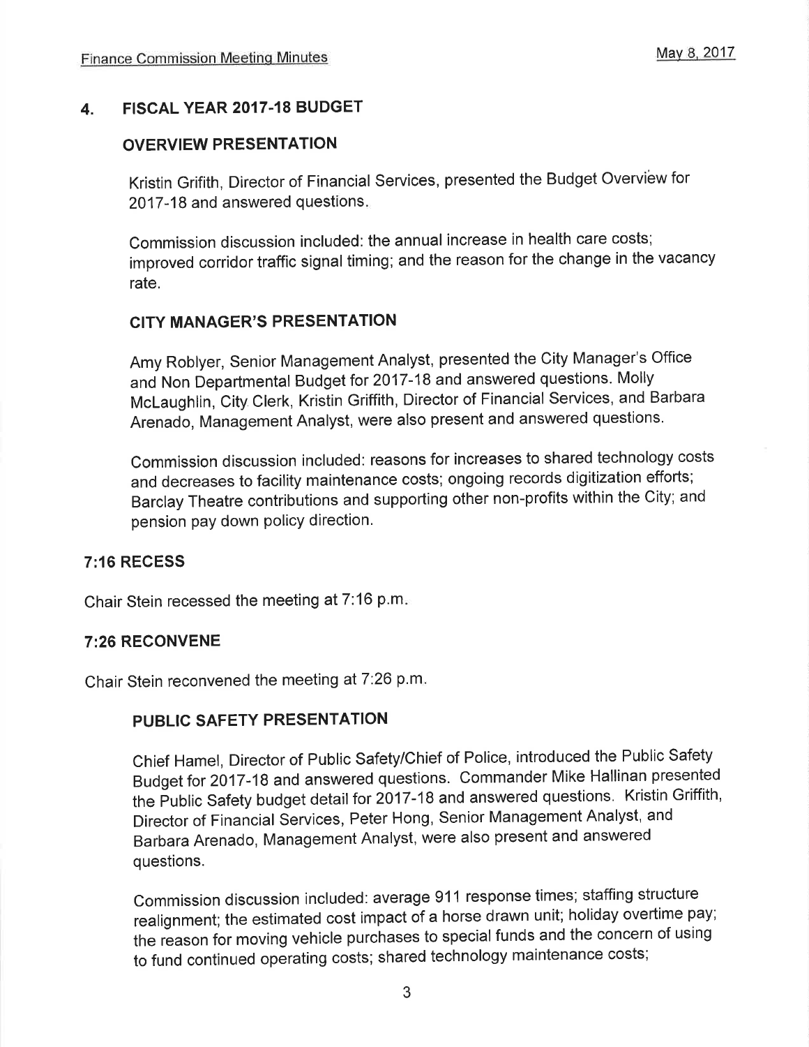## 4. FISCAL YEAR 2017-18 BUDGET

### OVERVIEW PRESENTATION

Kristin Grifith, Director of Financial Services, presented the Budget Overview for 2017-18 and answered questions.

Commission discussion included: the annual increase in health care costs; improved corridor traffic signal timing; and the reason for the change in the vacancy rate.

### CITY MANAGER'S PRESENTATION

Amy Roblyer, Senior Management Analyst, presented the City Manager's Office and Non Departmental Budget for 2017-18 and answered questions. Molly McLaughlin, City Clerk, Kristin Griffith, Director of Financial Services, and Barbara Arenado, Management Analyst, were also present and answered questions.

Commission discussion included: reasons for increases to shared technology costs and decreases to facility maintenance costs; ongoing records digitization efforts; Barclay Theatre contributions and supporting other non-profits within the City; and pension pay down policy direction.

### 7:16 RECESS

Chair Stein recessed the meeting at 7:16 p.m.

### 7:26 RECONVENE

Chair Stein reconvened the meeting at 7:26 p.m.

### PUBLIC SAFETY PRESENTATION

Chief Hamel, Director of Public Safety/Chief of Police, introduced the Public Safety Budget for 2017-18 and answered questions. Commander Mike Hallinan presented the Public Safety budget detail for 2017-18 and answered questions. Kristin Griffith, Director of Financial Services, Peter Hong, Senior Management Analyst, and Barbara Arenado, Management Analyst, were also present and answered questions.

Commission discussion included: average 911 response times; staffing structure realignment; the estimated cost impact of a horse drawn unit; holiday overtime pay; the reason for moving vehicle purchases to special funds and the concern of using to fund continued operating costs; shared technology maintenance costs;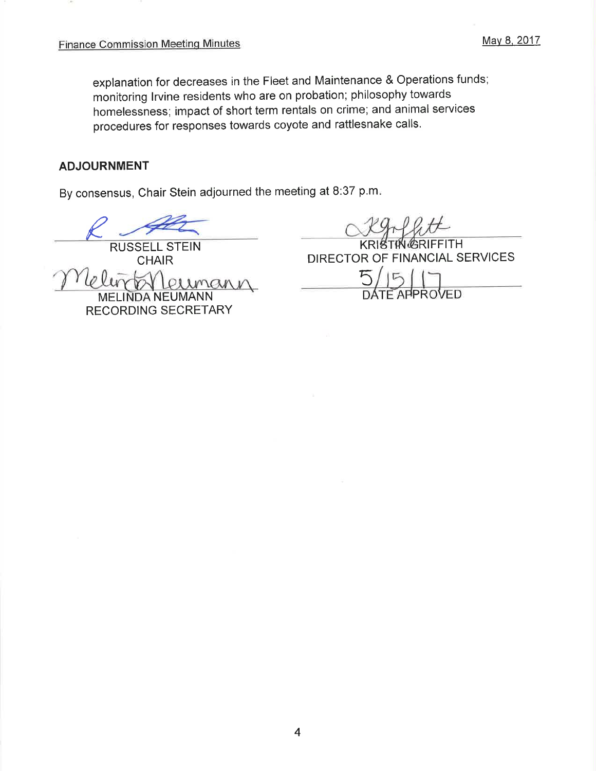explanation for decreases in the Fleet and Maintenance & Operations funds; monitoring Irvine residents who are on probation; philosophy towards homelessness; impact of short term rentals on crime; and animal services procedures for responses towards coyote and rattlesnake calls.

## ADJOURNMENT

By consensus, Chair Stein adjourned the meeting at 8:37 p.m.

| | |
|---|---|
| RUSSELL STEIN<br>CHAIR | KRISTIN GRIFFITH<br>DIRECTOR OF FINANCIAL SERVICES |
| MELINDA NEUMANN<br>RECORDING SECRETARY | 5/15/17<br>DATE APPROVED |